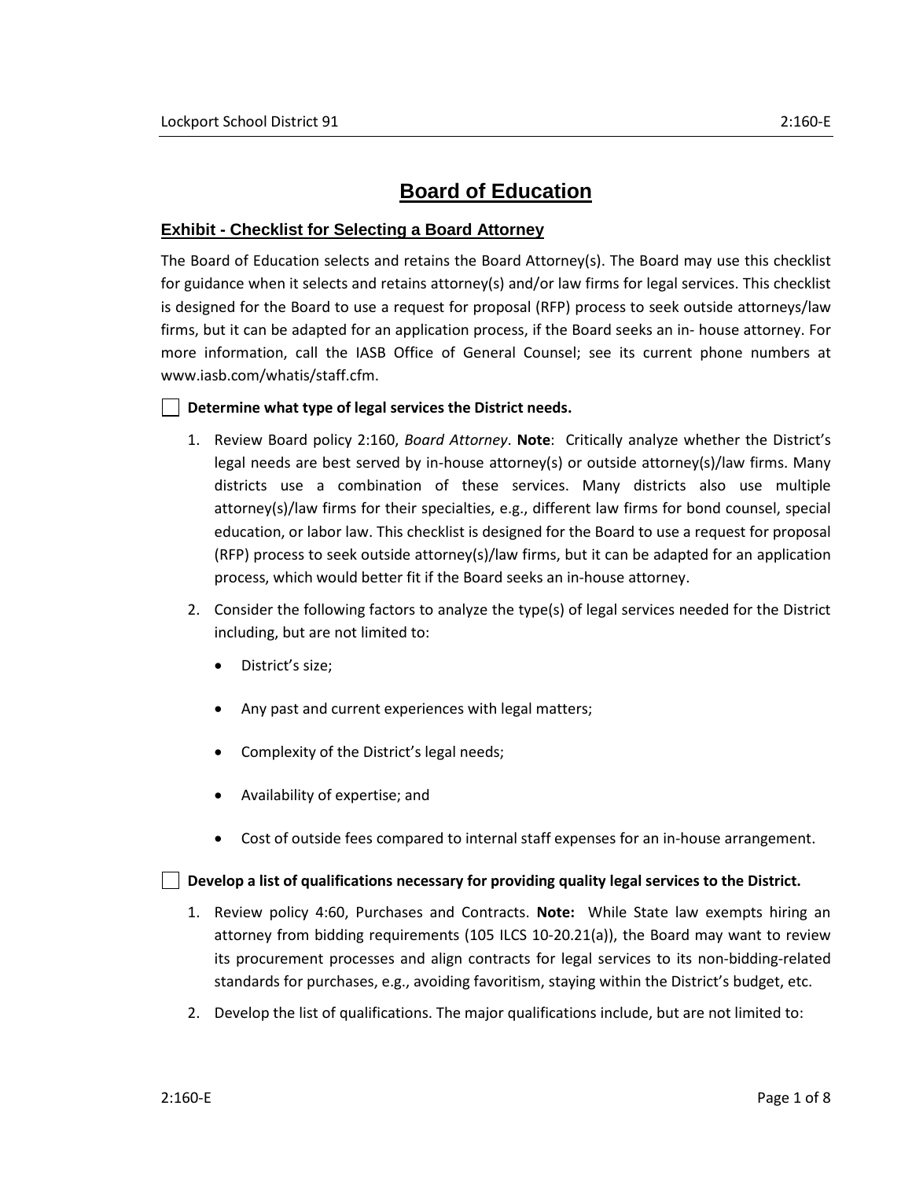# Board of Education

## Exhibit - Checklist for Selecting a Board Attorney

The Board of Education selects and retains the Board Attorney(s). The Board may use this checklist for guidance when it selects and retains attorney(s) and/or law firms for legal services. This checklist is designed for the Board to use a request for proposal (RFP) process to seek outside attorneys/law firms, but it can be adapted for an application process, if the Board seeks an in- house attorney. For more information, call the IASB Office of General Counsel; see its current phone numbers at www.iasb.com/whatis/staff.cfm.

☐ **Determine what type of legal services the District needs.**

1. Review Board policy 2:160, *Board Attorney*. **Note**: Critically analyze whether the District's legal needs are best served by in-house attorney(s) or outside attorney(s)/law firms. Many districts use a combination of these services. Many districts also use multiple attorney(s)/law firms for their specialties, e.g., different law firms for bond counsel, special education, or labor law. This checklist is designed for the Board to use a request for proposal (RFP) process to seek outside attorney(s)/law firms, but it can be adapted for an application process, which would better fit if the Board seeks an in-house attorney.
2. Consider the following factors to analyze the type(s) of legal services needed for the District including, but are not limited to:
   - District's size;
   - Any past and current experiences with legal matters;
   - Complexity of the District's legal needs;
   - Availability of expertise; and
   - Cost of outside fees compared to internal staff expenses for an in-house arrangement.

☐ **Develop a list of qualifications necessary for providing quality legal services to the District.**

1. Review policy 4:60, Purchases and Contracts. **Note:** While State law exempts hiring an attorney from bidding requirements (105 ILCS 10-20.21(a)), the Board may want to review its procurement processes and align contracts for legal services to its non-bidding-related standards for purchases, e.g., avoiding favoritism, staying within the District's budget, etc.
2. Develop the list of qualifications. The major qualifications include, but are not limited to: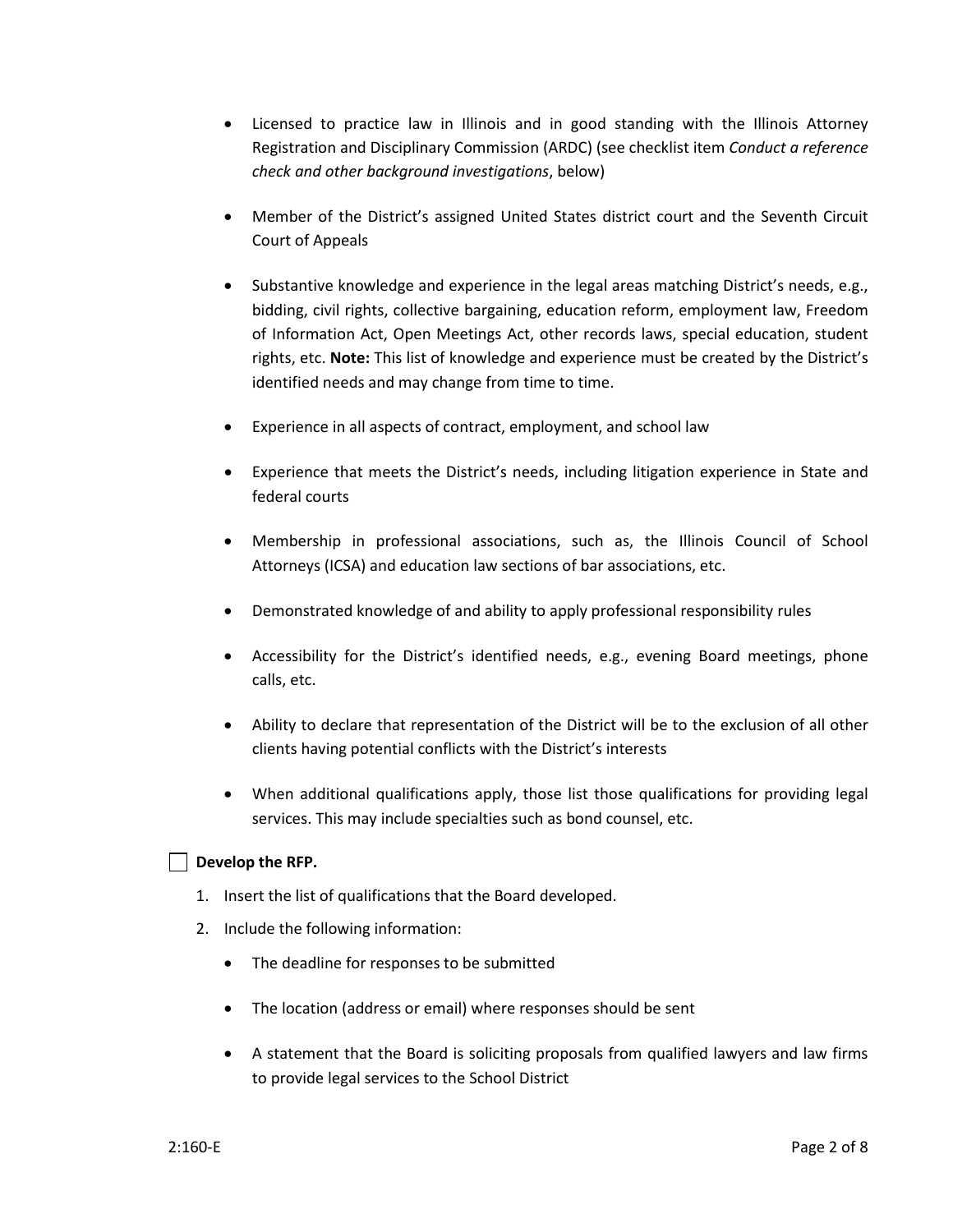- Licensed to practice law in Illinois and in good standing with the Illinois Attorney Registration and Disciplinary Commission (ARDC) (see checklist item *Conduct a reference check and other background investigations*, below)

- Member of the District's assigned United States district court and the Seventh Circuit Court of Appeals

- Substantive knowledge and experience in the legal areas matching District's needs, e.g., bidding, civil rights, collective bargaining, education reform, employment law, Freedom of Information Act, Open Meetings Act, other records laws, special education, student rights, etc. **Note:** This list of knowledge and experience must be created by the District's identified needs and may change from time to time.

- Experience in all aspects of contract, employment, and school law

- Experience that meets the District's needs, including litigation experience in State and federal courts

- Membership in professional associations, such as, the Illinois Council of School Attorneys (ICSA) and education law sections of bar associations, etc.

- Demonstrated knowledge of and ability to apply professional responsibility rules

- Accessibility for the District's identified needs, e.g., evening Board meetings, phone calls, etc.

- Ability to declare that representation of the District will be to the exclusion of all other clients having potential conflicts with the District's interests

- When additional qualifications apply, those list those qualifications for providing legal services. This may include specialties such as bond counsel, etc.

☐ **Develop the RFP.**

1. Insert the list of qualifications that the Board developed.
2. Include the following information:
   - The deadline for responses to be submitted
   - The location (address or email) where responses should be sent
   - A statement that the Board is soliciting proposals from qualified lawyers and law firms to provide legal services to the School District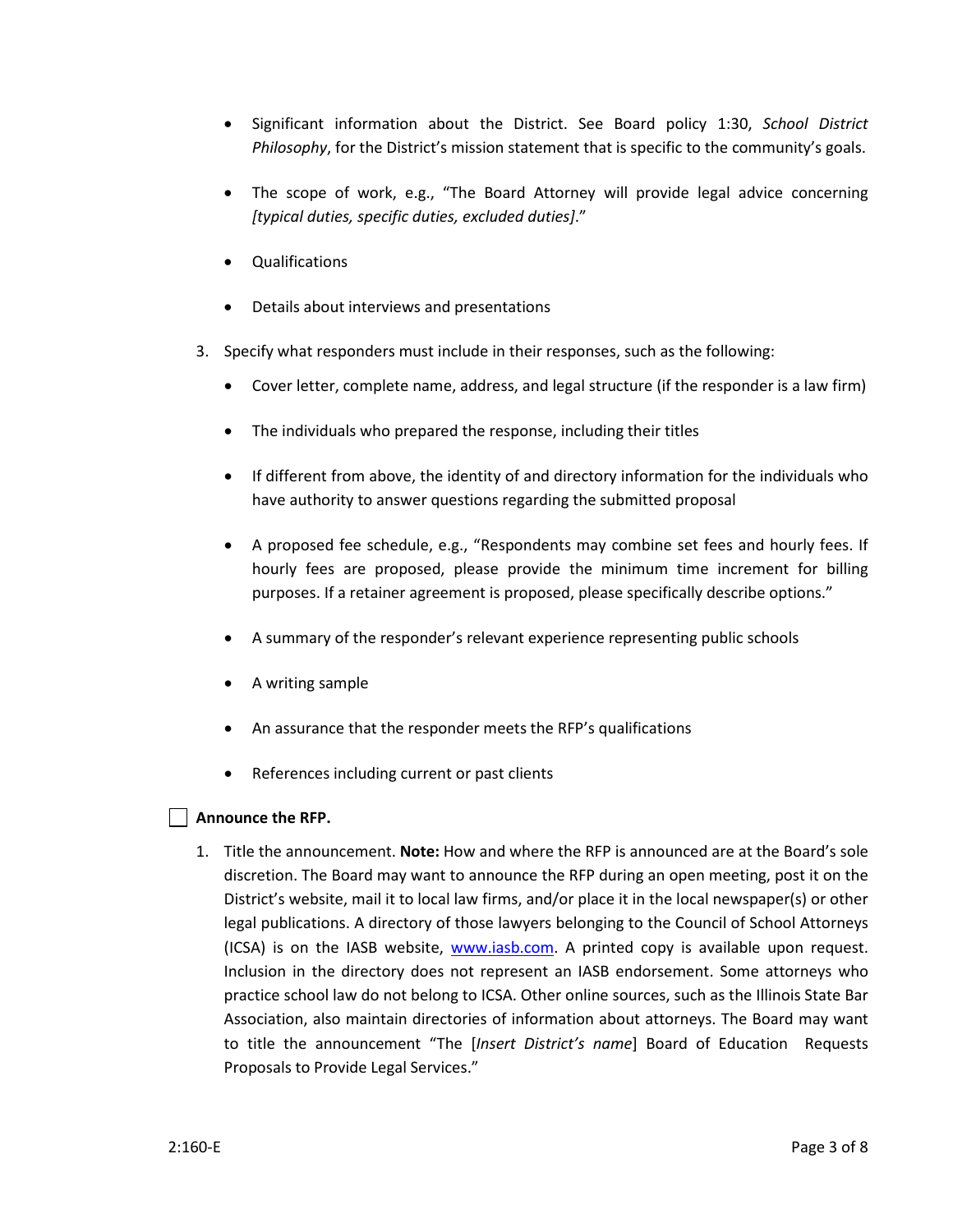- Significant information about the District. See Board policy 1:30, *School District Philosophy*, for the District's mission statement that is specific to the community's goals.

- The scope of work, e.g., "The Board Attorney will provide legal advice concerning *[typical duties, specific duties, excluded duties]*."

- Qualifications

- Details about interviews and presentations

3. Specify what responders must include in their responses, such as the following:

   - Cover letter, complete name, address, and legal structure (if the responder is a law firm)

   - The individuals who prepared the response, including their titles

   - If different from above, the identity of and directory information for the individuals who have authority to answer questions regarding the submitted proposal

   - A proposed fee schedule, e.g., "Respondents may combine set fees and hourly fees. If hourly fees are proposed, please provide the minimum time increment for billing purposes. If a retainer agreement is proposed, please specifically describe options."

   - A summary of the responder's relevant experience representing public schools

   - A writing sample

   - An assurance that the responder meets the RFP's qualifications

   - References including current or past clients

☐ **Announce the RFP.**

1. Title the announcement. **Note:** How and where the RFP is announced are at the Board's sole discretion. The Board may want to announce the RFP during an open meeting, post it on the District's website, mail it to local law firms, and/or place it in the local newspaper(s) or other legal publications. A directory of those lawyers belonging to the Council of School Attorneys (ICSA) is on the IASB website, [www.iasb.com](www.iasb.com). A printed copy is available upon request. Inclusion in the directory does not represent an IASB endorsement. Some attorneys who practice school law do not belong to ICSA. Other online sources, such as the Illinois State Bar Association, also maintain directories of information about attorneys. The Board may want to title the announcement "The [*Insert District's name*] Board of Education Requests Proposals to Provide Legal Services."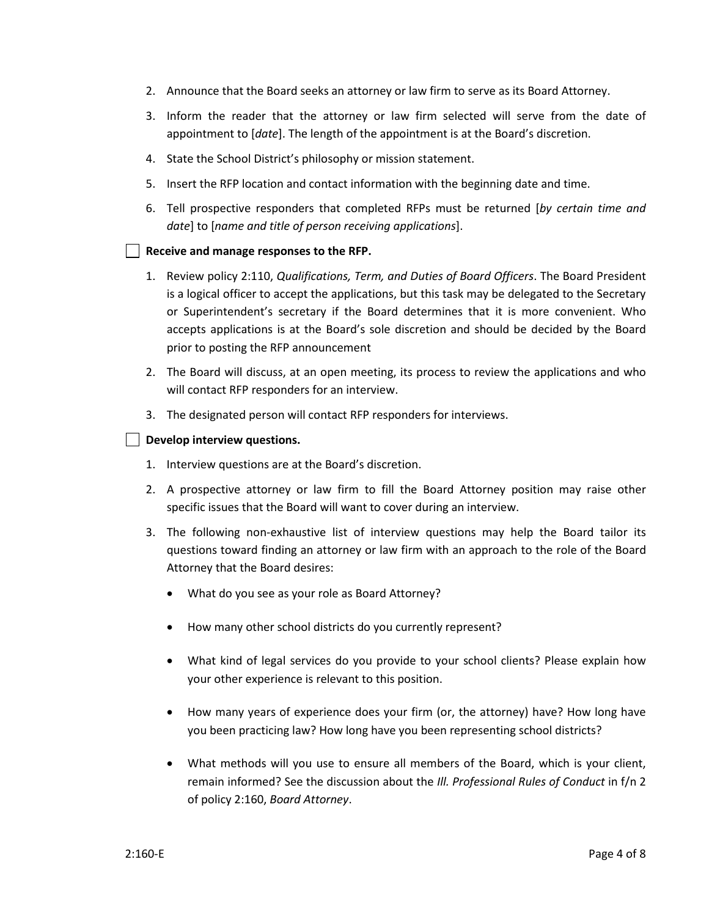2. Announce that the Board seeks an attorney or law firm to serve as its Board Attorney.

3. Inform the reader that the attorney or law firm selected will serve from the date of appointment to [*date*]. The length of the appointment is at the Board's discretion.

4. State the School District's philosophy or mission statement.

5. Insert the RFP location and contact information with the beginning date and time.

6. Tell prospective responders that completed RFPs must be returned [*by certain time and date*] to [*name and title of person receiving applications*].

☐ **Receive and manage responses to the RFP.**

1. Review policy 2:110, *Qualifications, Term, and Duties of Board Officers*. The Board President is a logical officer to accept the applications, but this task may be delegated to the Secretary or Superintendent's secretary if the Board determines that it is more convenient. Who accepts applications is at the Board's sole discretion and should be decided by the Board prior to posting the RFP announcement

2. The Board will discuss, at an open meeting, its process to review the applications and who will contact RFP responders for an interview.

3. The designated person will contact RFP responders for interviews.

☐ **Develop interview questions.**

1. Interview questions are at the Board's discretion.

2. A prospective attorney or law firm to fill the Board Attorney position may raise other specific issues that the Board will want to cover during an interview.

3. The following non-exhaustive list of interview questions may help the Board tailor its questions toward finding an attorney or law firm with an approach to the role of the Board Attorney that the Board desires:

   - What do you see as your role as Board Attorney?

   - How many other school districts do you currently represent?

   - What kind of legal services do you provide to your school clients? Please explain how your other experience is relevant to this position.

   - How many years of experience does your firm (or, the attorney) have? How long have you been practicing law? How long have you been representing school districts?

   - What methods will you use to ensure all members of the Board, which is your client, remain informed? See the discussion about the *Ill. Professional Rules of Conduct* in f/n 2 of policy 2:160, *Board Attorney*.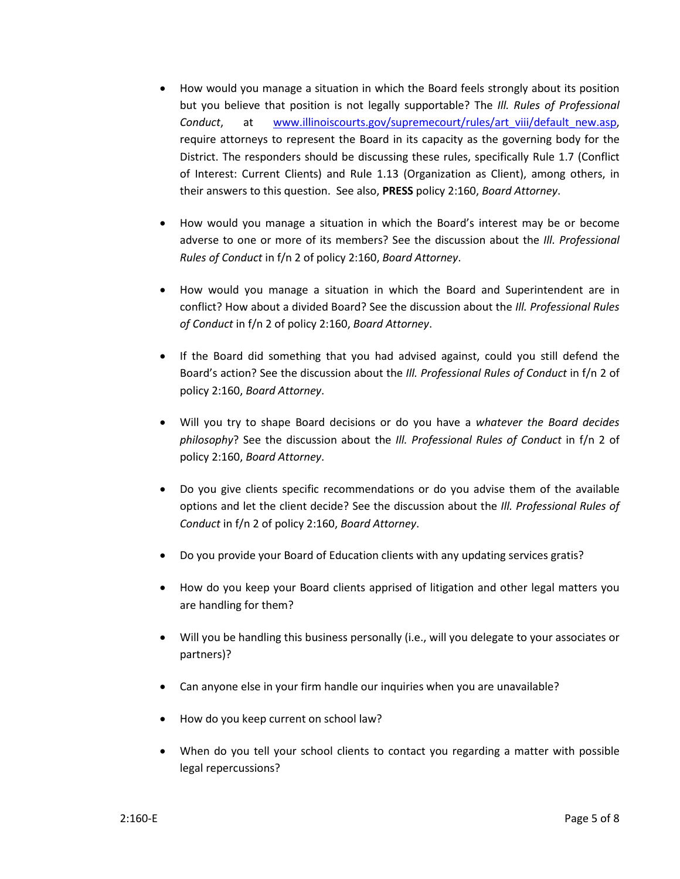- How would you manage a situation in which the Board feels strongly about its position but you believe that position is not legally supportable? The *Ill. Rules of Professional Conduct*, at [www.illinoiscourts.gov/supremecourt/rules/art_viii/default_new.asp](www.illinoiscourts.gov/supremecourt/rules/art_viii/default_new.asp), require attorneys to represent the Board in its capacity as the governing body for the District. The responders should be discussing these rules, specifically Rule 1.7 (Conflict of Interest: Current Clients) and Rule 1.13 (Organization as Client), among others, in their answers to this question. See also, **PRESS** policy 2:160, *Board Attorney*.

- How would you manage a situation in which the Board's interest may be or become adverse to one or more of its members? See the discussion about the *Ill. Professional Rules of Conduct* in f/n 2 of policy 2:160, *Board Attorney*.

- How would you manage a situation in which the Board and Superintendent are in conflict? How about a divided Board? See the discussion about the *Ill. Professional Rules of Conduct* in f/n 2 of policy 2:160, *Board Attorney*.

- If the Board did something that you had advised against, could you still defend the Board's action? See the discussion about the *Ill. Professional Rules of Conduct* in f/n 2 of policy 2:160, *Board Attorney*.

- Will you try to shape Board decisions or do you have a *whatever the Board decides philosophy*? See the discussion about the *Ill. Professional Rules of Conduct* in f/n 2 of policy 2:160, *Board Attorney*.

- Do you give clients specific recommendations or do you advise them of the available options and let the client decide? See the discussion about the *Ill. Professional Rules of Conduct* in f/n 2 of policy 2:160, *Board Attorney*.

- Do you provide your Board of Education clients with any updating services gratis?

- How do you keep your Board clients apprised of litigation and other legal matters you are handling for them?

- Will you be handling this business personally (i.e., will you delegate to your associates or partners)?

- Can anyone else in your firm handle our inquiries when you are unavailable?

- How do you keep current on school law?

- When do you tell your school clients to contact you regarding a matter with possible legal repercussions?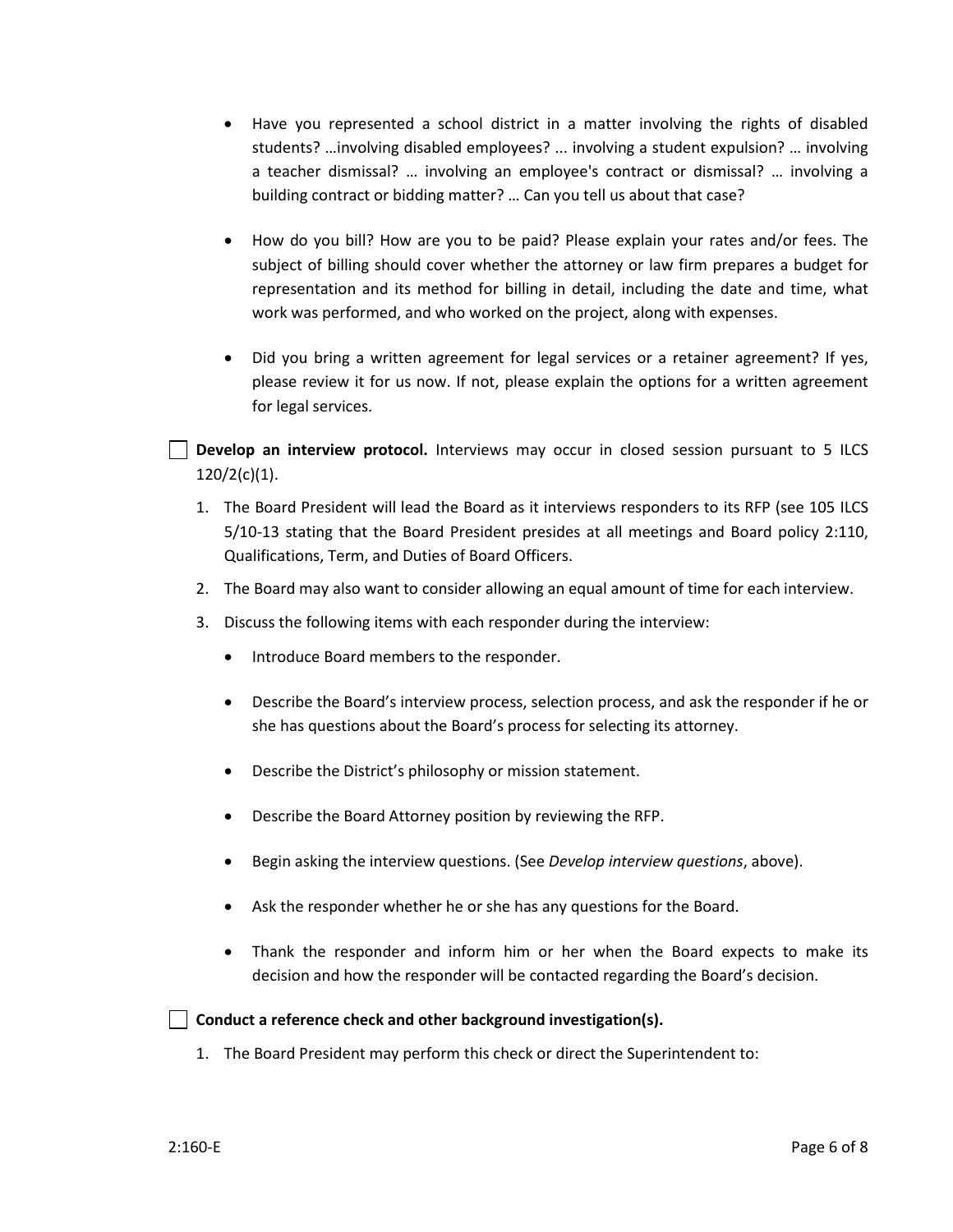- Have you represented a school district in a matter involving the rights of disabled students? …involving disabled employees? ... involving a student expulsion? … involving a teacher dismissal? … involving an employee's contract or dismissal? … involving a building contract or bidding matter? … Can you tell us about that case?

- How do you bill? How are you to be paid? Please explain your rates and/or fees. The subject of billing should cover whether the attorney or law firm prepares a budget for representation and its method for billing in detail, including the date and time, what work was performed, and who worked on the project, along with expenses.

- Did you bring a written agreement for legal services or a retainer agreement? If yes, please review it for us now. If not, please explain the options for a written agreement for legal services.

☐ **Develop an interview protocol.** Interviews may occur in closed session pursuant to 5 ILCS 120/2(c)(1).

1. The Board President will lead the Board as it interviews responders to its RFP (see 105 ILCS 5/10-13 stating that the Board President presides at all meetings and Board policy 2:110, Qualifications, Term, and Duties of Board Officers.
2. The Board may also want to consider allowing an equal amount of time for each interview.
3. Discuss the following items with each responder during the interview:
   - Introduce Board members to the responder.
   - Describe the Board's interview process, selection process, and ask the responder if he or she has questions about the Board's process for selecting its attorney.
   - Describe the District's philosophy or mission statement.
   - Describe the Board Attorney position by reviewing the RFP.
   - Begin asking the interview questions. (See *Develop interview questions*, above).
   - Ask the responder whether he or she has any questions for the Board.
   - Thank the responder and inform him or her when the Board expects to make its decision and how the responder will be contacted regarding the Board's decision.

☐ **Conduct a reference check and other background investigation(s).**

1. The Board President may perform this check or direct the Superintendent to: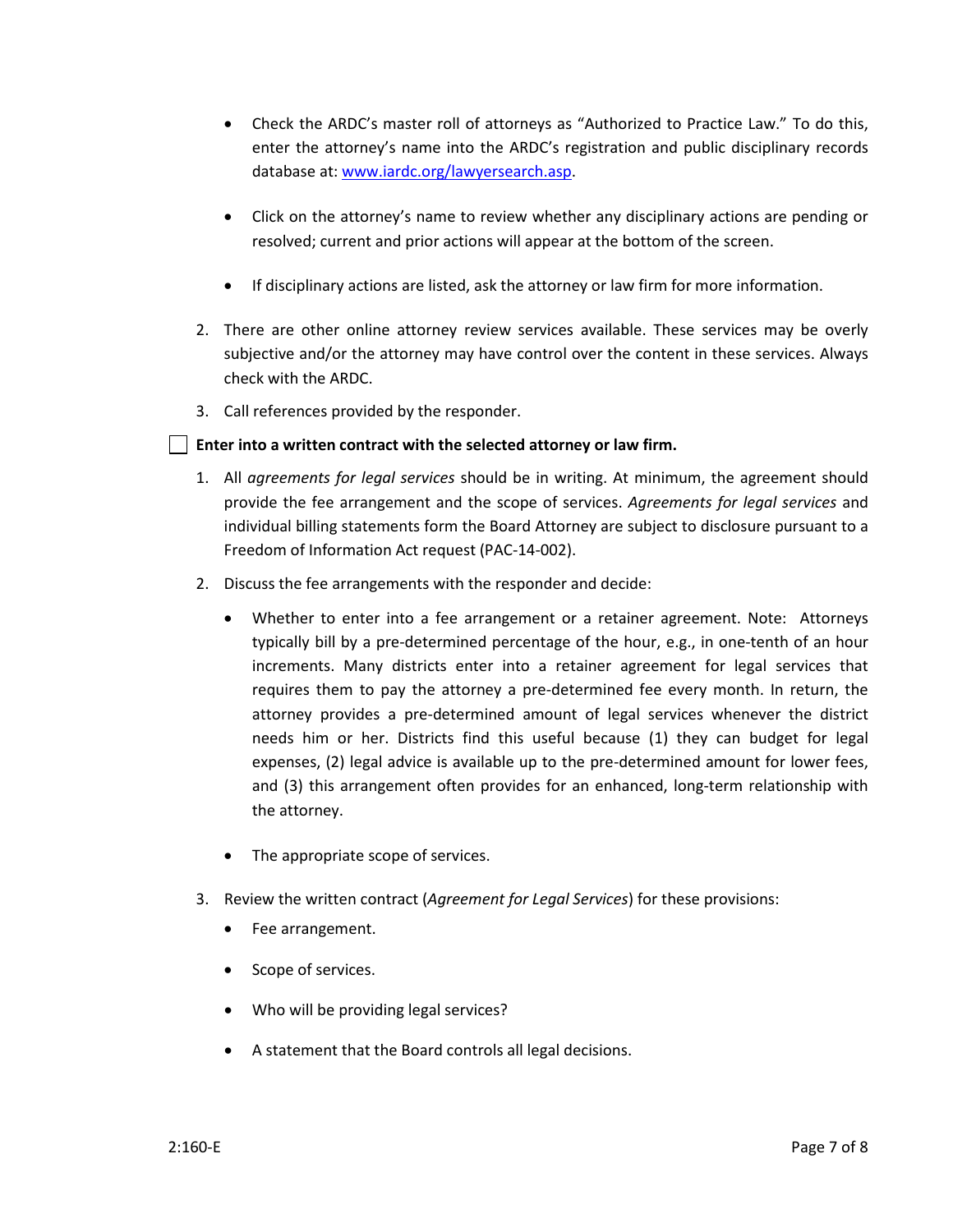- Check the ARDC's master roll of attorneys as "Authorized to Practice Law." To do this, enter the attorney's name into the ARDC's registration and public disciplinary records database at: [www.iardc.org/lawyersearch.asp](www.iardc.org/lawyersearch.asp).

- Click on the attorney's name to review whether any disciplinary actions are pending or resolved; current and prior actions will appear at the bottom of the screen.

- If disciplinary actions are listed, ask the attorney or law firm for more information.

2. There are other online attorney review services available. These services may be overly subjective and/or the attorney may have control over the content in these services. Always check with the ARDC.

3. Call references provided by the responder.

☐ **Enter into a written contract with the selected attorney or law firm.**

1. All *agreements for legal services* should be in writing. At minimum, the agreement should provide the fee arrangement and the scope of services. *Agreements for legal services* and individual billing statements form the Board Attorney are subject to disclosure pursuant to a Freedom of Information Act request (PAC-14-002).

2. Discuss the fee arrangements with the responder and decide:

   - Whether to enter into a fee arrangement or a retainer agreement. Note: Attorneys typically bill by a pre-determined percentage of the hour, e.g., in one-tenth of an hour increments. Many districts enter into a retainer agreement for legal services that requires them to pay the attorney a pre-determined fee every month. In return, the attorney provides a pre-determined amount of legal services whenever the district needs him or her. Districts find this useful because (1) they can budget for legal expenses, (2) legal advice is available up to the pre-determined amount for lower fees, and (3) this arrangement often provides for an enhanced, long-term relationship with the attorney.

   - The appropriate scope of services.

3. Review the written contract (*Agreement for Legal Services*) for these provisions:

   - Fee arrangement.

   - Scope of services.

   - Who will be providing legal services?

   - A statement that the Board controls all legal decisions.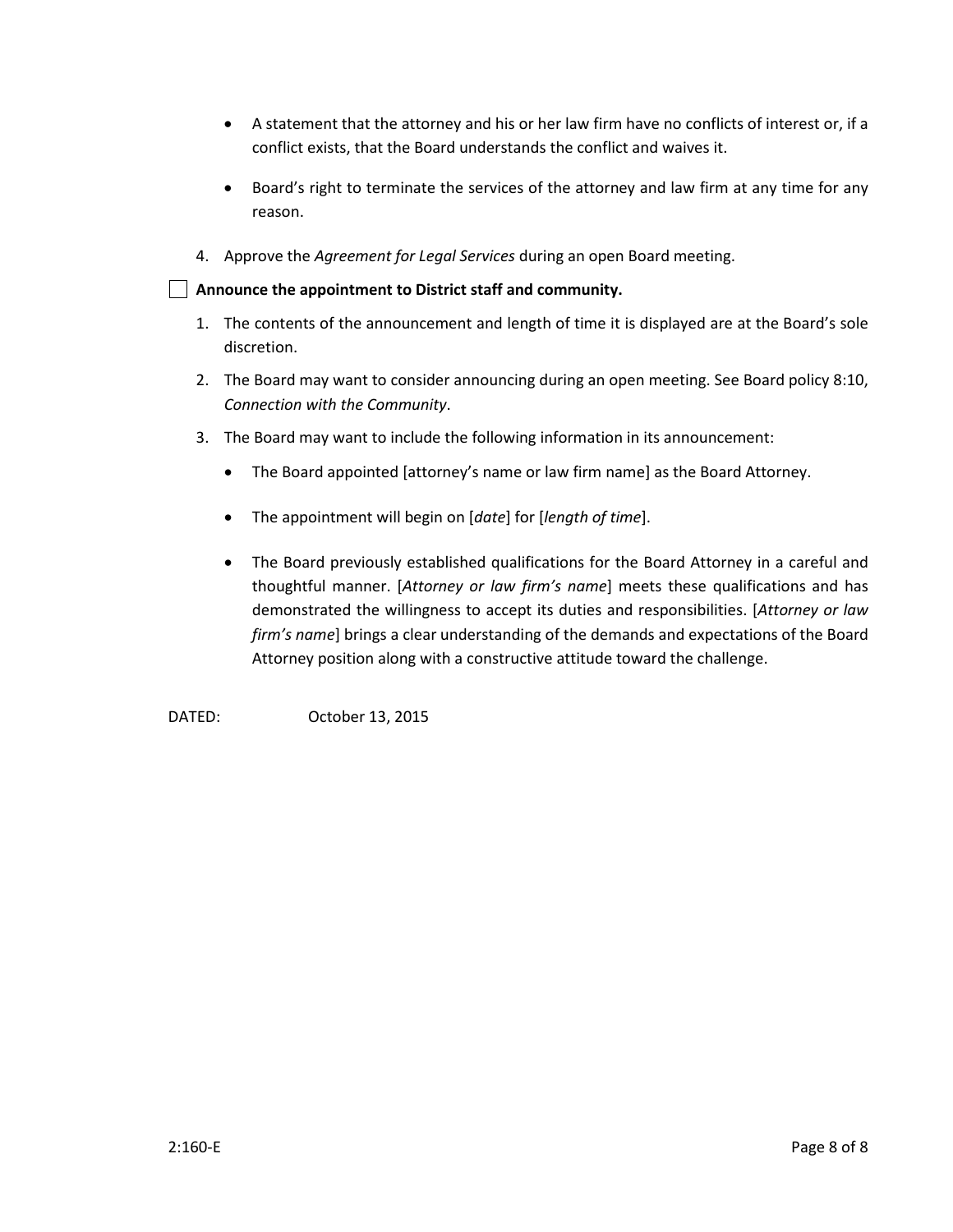- A statement that the attorney and his or her law firm have no conflicts of interest or, if a conflict exists, that the Board understands the conflict and waives it.

- Board's right to terminate the services of the attorney and law firm at any time for any reason.

4. Approve the *Agreement for Legal Services* during an open Board meeting.

☐ **Announce the appointment to District staff and community.**

1. The contents of the announcement and length of time it is displayed are at the Board's sole discretion.

2. The Board may want to consider announcing during an open meeting. See Board policy 8:10, *Connection with the Community*.

3. The Board may want to include the following information in its announcement:

   - The Board appointed [attorney's name or law firm name] as the Board Attorney.

   - The appointment will begin on [*date*] for [*length of time*].

   - The Board previously established qualifications for the Board Attorney in a careful and thoughtful manner. [*Attorney or law firm's name*] meets these qualifications and has demonstrated the willingness to accept its duties and responsibilities. [*Attorney or law firm's name*] brings a clear understanding of the demands and expectations of the Board Attorney position along with a constructive attitude toward the challenge.

DATED: October 13, 2015